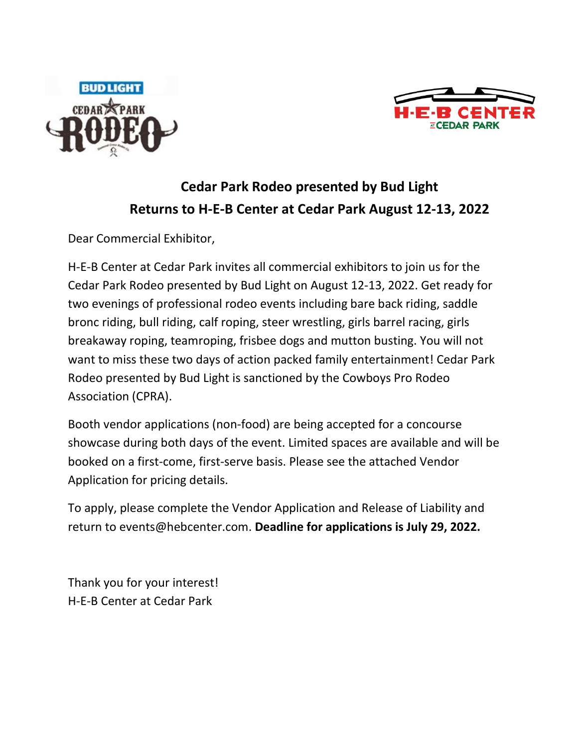## Cedar Park Rodeo presented by Bud Light
## Returns to H-E-B Center at Cedar Park August 12-13, 2022

Dear Commercial Exhibitor,

H-E-B Center at Cedar Park invites all commercial exhibitors to join us for the Cedar Park Rodeo presented by Bud Light on August 12-13, 2022. Get ready for two evenings of professional rodeo events including bare back riding, saddle bronc riding, bull riding, calf roping, steer wrestling, girls barrel racing, girls breakaway roping, teamroping, frisbee dogs and mutton busting. You will not want to miss these two days of action packed family entertainment! Cedar Park Rodeo presented by Bud Light is sanctioned by the Cowboys Pro Rodeo Association (CPRA).

Booth vendor applications (non-food) are being accepted for a concourse showcase during both days of the event. Limited spaces are available and will be booked on a first-come, first-serve basis. Please see the attached Vendor Application for pricing details.

To apply, please complete the Vendor Application and Release of Liability and return to events@hebcenter.com. **Deadline for applications is July 29, 2022.**

Thank you for your interest!
H-E-B Center at Cedar Park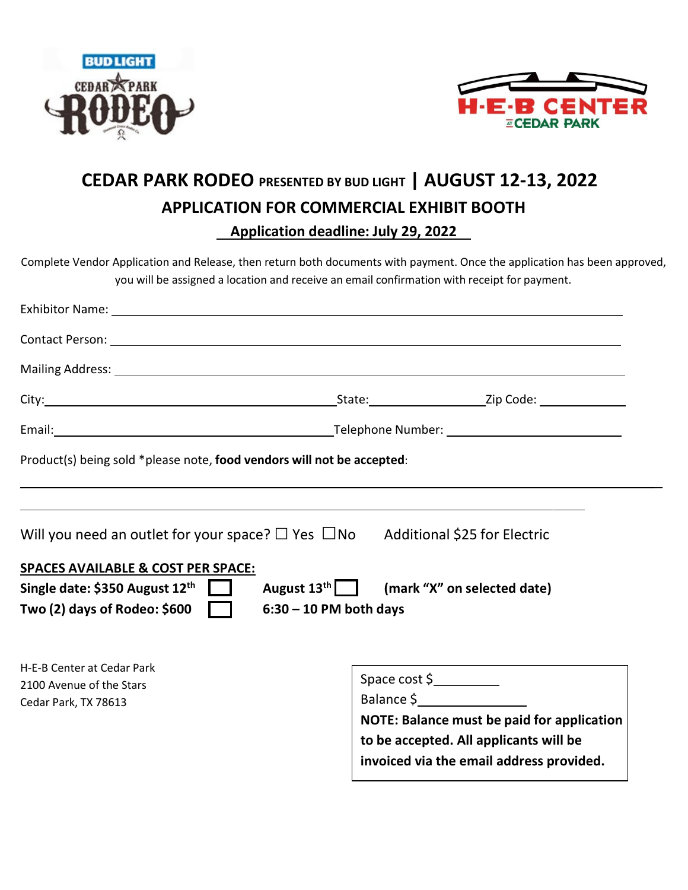# CEDAR PARK RODEO PRESENTED BY BUD LIGHT | AUGUST 12-13, 2022

## APPLICATION FOR COMMERCIAL EXHIBIT BOOTH

**Application deadline: July 29, 2022**

Complete Vendor Application and Release, then return both documents with payment. Once the application has been approved, you will be assigned a location and receive an email confirmation with receipt for payment.

Exhibitor Name: ______________________________________________

Contact Person: ______________________________________________

Mailing Address: ______________________________________________

City: ____________________________ State: ______________ Zip Code: __________

Email: ____________________________ Telephone Number: ____________________

Product(s) being sold *please note, **food vendors will not be accepted**:

______________________________________________________________

______________________________________________________________

Will you need an outlet for your space? ☐ Yes ☐No     Additional $25 for Electric

**SPACES AVAILABLE & COST PER SPACE:**

**Single date: $350 August 12th** ☐ **August 13th** ☐ **(mark "X" on selected date)**

**Two (2) days of Rodeo: $600** ☐ **6:30 – 10 PM both days**

H-E-B Center at Cedar Park
2100 Avenue of the Stars
Cedar Park, TX 78613

Space cost $__________
Balance $______________
**NOTE: Balance must be paid for application to be accepted. All applicants will be invoiced via the email address provided.**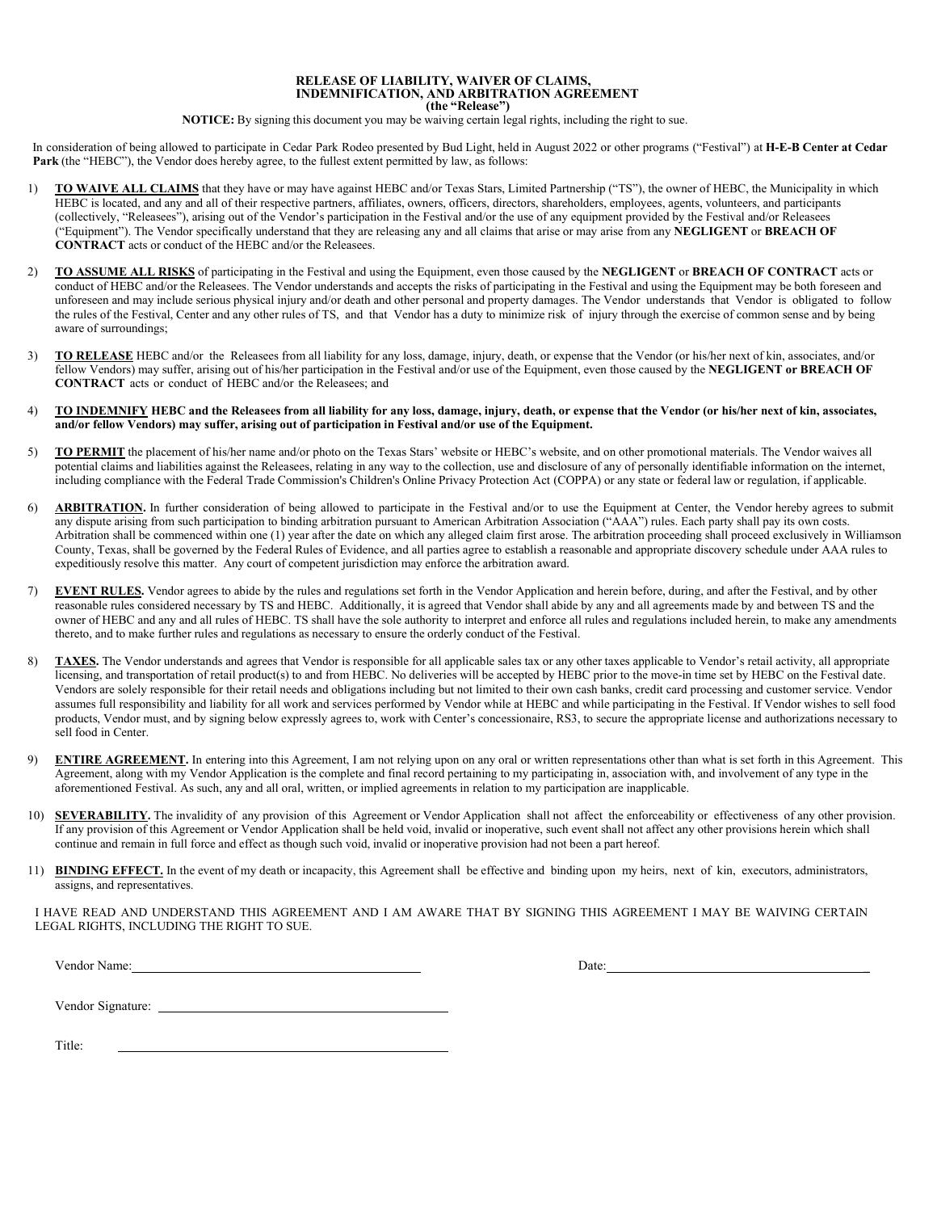# RELEASE OF LIABILITY, WAIVER OF CLAIMS, INDEMNIFICATION, AND ARBITRATION AGREEMENT
**(the "Release")**

**NOTICE:** By signing this document you may be waiving certain legal rights, including the right to sue.

In consideration of being allowed to participate in Cedar Park Rodeo presented by Bud Light, held in August 2022 or other programs ("Festival") at **H-E-B Center at Cedar Park** (the "HEBC"), the Vendor does hereby agree, to the fullest extent permitted by law, as follows:

1) **TO WAIVE ALL CLAIMS** that they have or may have against HEBC and/or Texas Stars, Limited Partnership ("TS"), the owner of HEBC, the Municipality in which HEBC is located, and any and all of their respective partners, affiliates, owners, officers, directors, shareholders, employees, agents, volunteers, and participants (collectively, "Releasees"), arising out of the Vendor's participation in the Festival and/or the use of any equipment provided by the Festival and/or Releasees ("Equipment"). The Vendor specifically understand that they are releasing any and all claims that arise or may arise from any **NEGLIGENT** or **BREACH OF CONTRACT** acts or conduct of the HEBC and/or the Releasees.

2) **TO ASSUME ALL RISKS** of participating in the Festival and using the Equipment, even those caused by the **NEGLIGENT** or **BREACH OF CONTRACT** acts or conduct of HEBC and/or the Releasees. The Vendor understands and accepts the risks of participating in the Festival and using the Equipment may be both foreseen and unforeseen and may include serious physical injury and/or death and other personal and property damages. The Vendor understands that Vendor is obligated to follow the rules of the Festival, Center and any other rules of TS, and that Vendor has a duty to minimize risk of injury through the exercise of common sense and by being aware of surroundings;

3) **TO RELEASE** HEBC and/or the Releasees from all liability for any loss, damage, injury, death, or expense that the Vendor (or his/her next of kin, associates, and/or fellow Vendors) may suffer, arising out of his/her participation in the Festival and/or use of the Equipment, even those caused by the **NEGLIGENT or BREACH OF CONTRACT** acts or conduct of HEBC and/or the Releasees; and

4) **TO INDEMNIFY HEBC and the Releasees from all liability for any loss, damage, injury, death, or expense that the Vendor (or his/her next of kin, associates, and/or fellow Vendors) may suffer, arising out of participation in Festival and/or use of the Equipment.**

5) **TO PERMIT** the placement of his/her name and/or photo on the Texas Stars' website or HEBC's website, and on other promotional materials. The Vendor waives all potential claims and liabilities against the Releasees, relating in any way to the collection, use and disclosure of any of personally identifiable information on the internet, including compliance with the Federal Trade Commission's Children's Online Privacy Protection Act (COPPA) or any state or federal law or regulation, if applicable.

6) **ARBITRATION.** In further consideration of being allowed to participate in the Festival and/or to use the Equipment at Center, the Vendor hereby agrees to submit any dispute arising from such participation to binding arbitration pursuant to American Arbitration Association ("AAA") rules. Each party shall pay its own costs. Arbitration shall be commenced within one (1) year after the date on which any alleged claim first arose. The arbitration proceeding shall proceed exclusively in Williamson County, Texas, shall be governed by the Federal Rules of Evidence, and all parties agree to establish a reasonable and appropriate discovery schedule under AAA rules to expeditiously resolve this matter. Any court of competent jurisdiction may enforce the arbitration award.

7) **EVENT RULES.** Vendor agrees to abide by the rules and regulations set forth in the Vendor Application and herein before, during, and after the Festival, and by other reasonable rules considered necessary by TS and HEBC. Additionally, it is agreed that Vendor shall abide by any and all agreements made by and between TS and the owner of HEBC and any and all rules of HEBC. TS shall have the sole authority to interpret and enforce all rules and regulations included herein, to make any amendments thereto, and to make further rules and regulations as necessary to ensure the orderly conduct of the Festival.

8) **TAXES.** The Vendor understands and agrees that Vendor is responsible for all applicable sales tax or any other taxes applicable to Vendor's retail activity, all appropriate licensing, and transportation of retail product(s) to and from HEBC. No deliveries will be accepted by HEBC prior to the move-in time set by HEBC on the Festival date. Vendors are solely responsible for their retail needs and obligations including but not limited to their own cash banks, credit card processing and customer service. Vendor assumes full responsibility and liability for all work and services performed by Vendor while at HEBC and while participating in the Festival. If Vendor wishes to sell food products, Vendor must, and by signing below expressly agrees to, work with Center's concessionaire, RS3, to secure the appropriate license and authorizations necessary to sell food in Center.

9) **ENTIRE AGREEMENT.** In entering into this Agreement, I am not relying upon on any oral or written representations other than what is set forth in this Agreement. This Agreement, along with my Vendor Application is the complete and final record pertaining to my participating in, association with, and involvement of any type in the aforementioned Festival. As such, any and all oral, written, or implied agreements in relation to my participation are inapplicable.

10) **SEVERABILITY.** The invalidity of any provision of this Agreement or Vendor Application shall not affect the enforceability or effectiveness of any other provision. If any provision of this Agreement or Vendor Application shall be held void, invalid or inoperative, such event shall not affect any other provisions herein which shall continue and remain in full force and effect as though such void, invalid or inoperative provision had not been a part hereof.

11) **BINDING EFFECT.** In the event of my death or incapacity, this Agreement shall be effective and binding upon my heirs, next of kin, executors, administrators, assigns, and representatives.

I HAVE READ AND UNDERSTAND THIS AGREEMENT AND I AM AWARE THAT BY SIGNING THIS AGREEMENT I MAY BE WAIVING CERTAIN LEGAL RIGHTS, INCLUDING THE RIGHT TO SUE.

Vendor Name: ______________________________ Date: ______________________________

Vendor Signature: ______________________________

Title: ______________________________